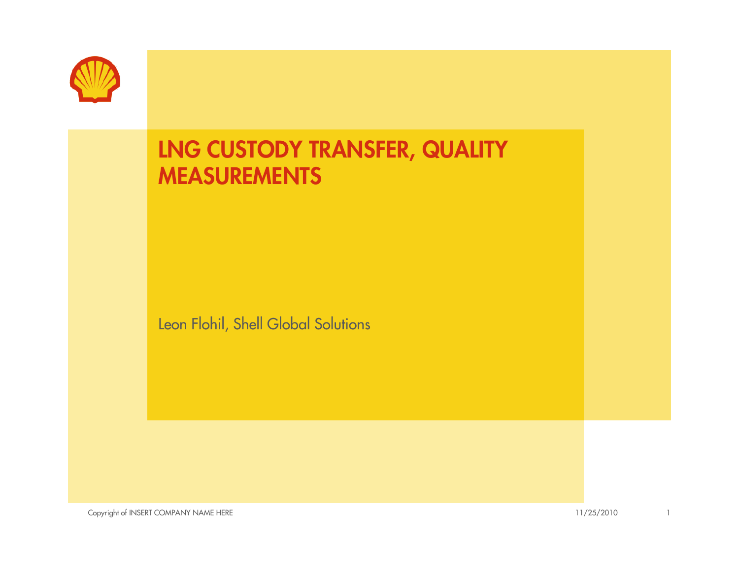# LNG CUSTODY TRANSFER, QUALITY MEASUREMENTS

Leon Flohil, Shell Global Solutions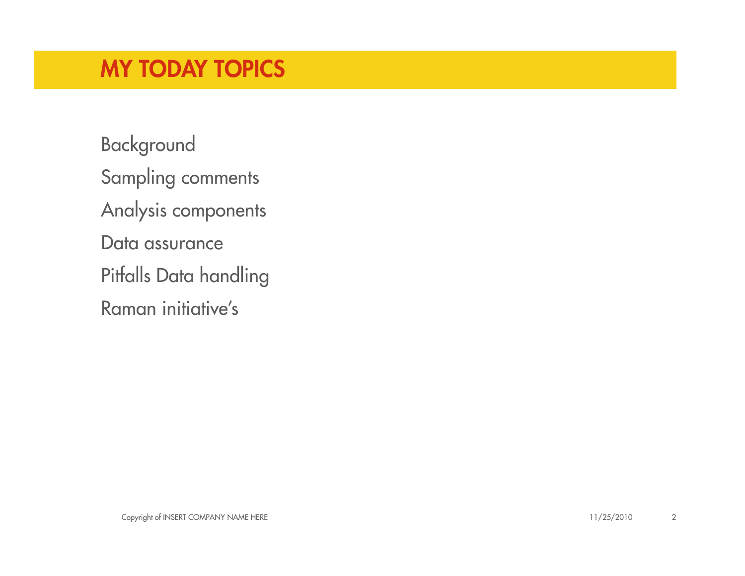# MY TODAY TOPICS

Background

Sampling comments

Analysis components

Data assurance

Pitfalls Data handling

Raman initiative's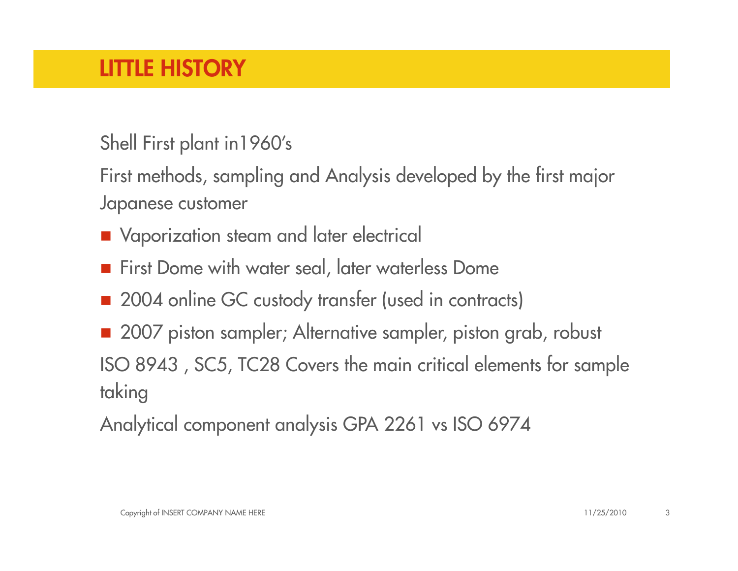# LITTLE HISTORY

Shell First plant in1960's

First methods, sampling and Analysis developed by the first major Japanese customer

- Vaporization steam and later electrical
- First Dome with water seal, later waterless Dome
- 2004 online GC custody transfer (used in contracts)
- 2007 piston sampler; Alternative sampler, piston grab, robust

ISO 8943 , SC5, TC28 Covers the main critical elements for sample taking

Analytical component analysis GPA 2261 vs ISO 6974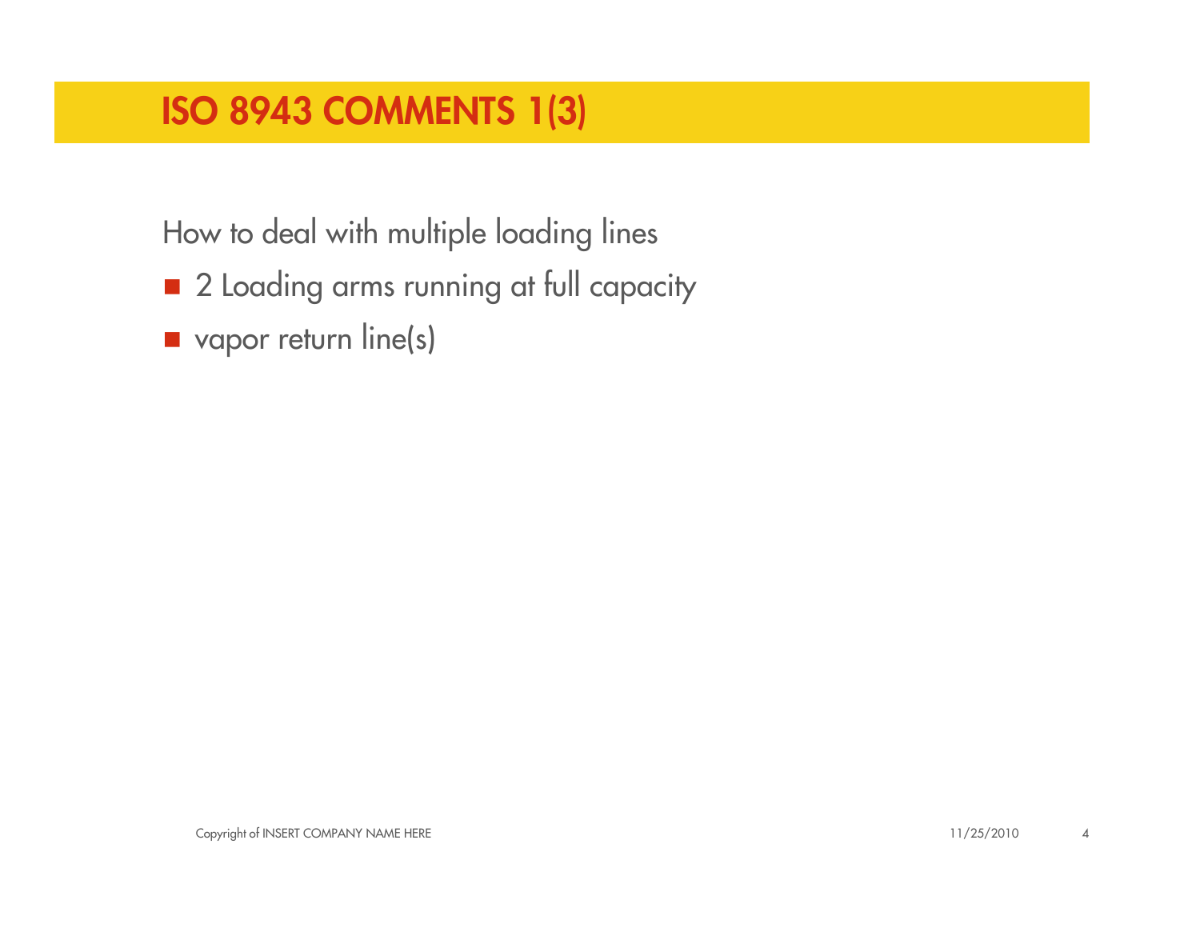# ISO 8943 COMMENTS 1(3)

How to deal with multiple loading lines

- 2 Loading arms running at full capacity
- vapor return line(s)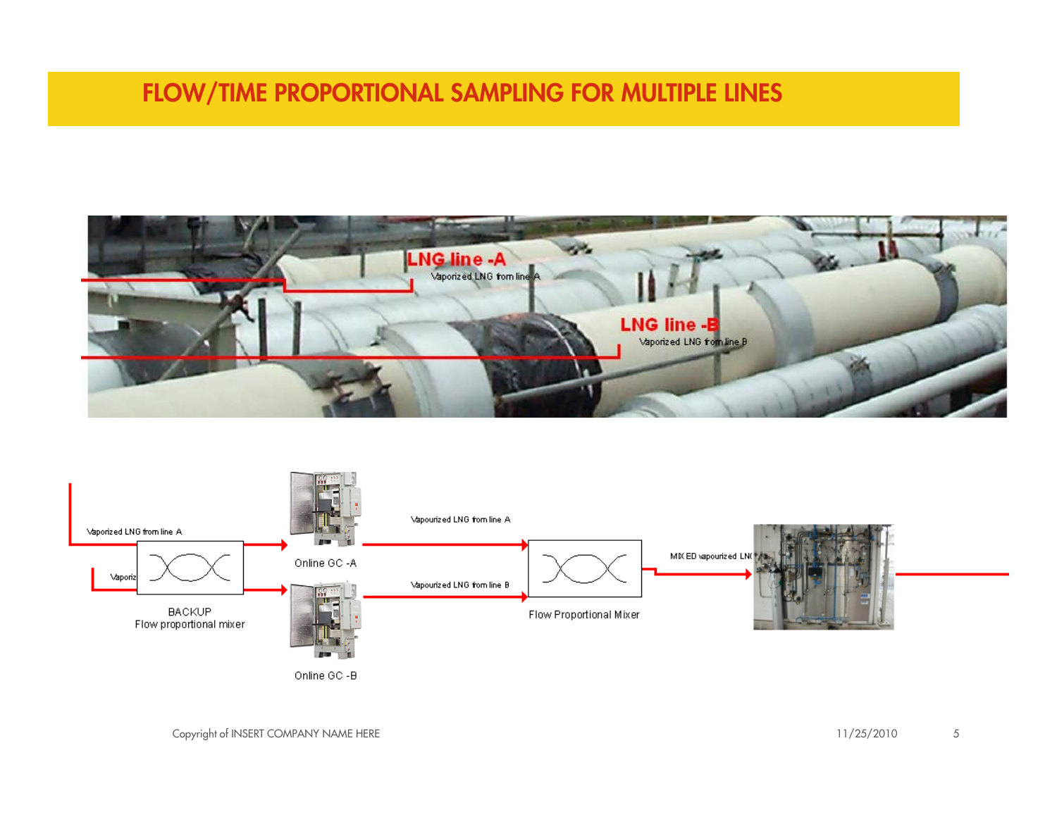# FLOW/TIME PROPORTIONAL SAMPLING FOR MULTIPLE LINES

LNG line -A

Vaporized LNG from line A

LNG line -B

Vaporized LNG from line B

Vaporized LNG from line A

Vaporiz

BACKUP
Flow proportional mixer

Online GC -A

Online GC -B

Vapourized LNG from line A

Vapourized LNG from line B

Flow Proportional Mixer

MIXED vapourized LN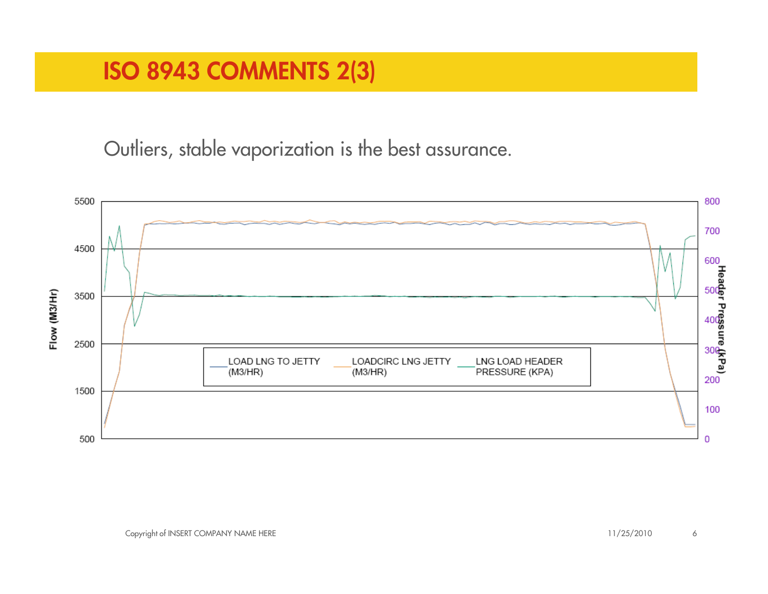# ISO 8943 COMMENTS 2(3)

Outliers, stable vaporization is the best assurance.

Flow (M3/Hr)

5500
4500
3500
2500
1500
500

Header Pressure (kPa)

800
700
600
500
400
300
200
100
0

LOAD LNG TO JETTY (M3/HR)
LOADCIRC LNG JETTY (M3/HR)
LNG LOAD HEADER PRESSURE (KPA)

Copyright of INSERT COMPANY NAME HERE

11/25/2010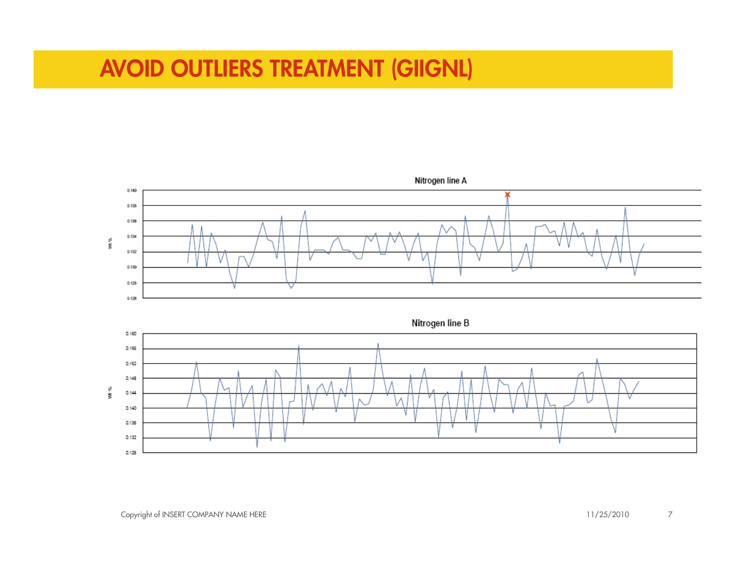# AVOID OUTLIERS TREATMENT (GIIGNL)

Nitrogen line A

Wt %

0.140
0.138
0.136
0.134
0.132
0.130
0.128
0.126

Nitrogen line B

Wt %

0.160
0.156
0.152
0.148
0.144
0.140
0.136
0.132
0.128

Copyright of INSERT COMPANY NAME HERE

11/25/2010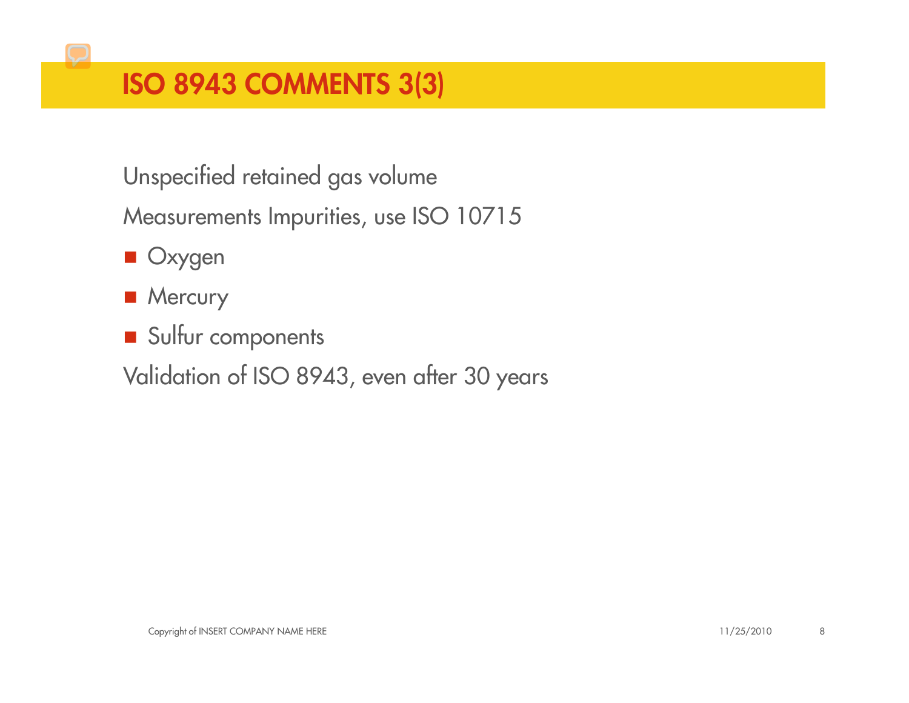# ISO 8943 COMMENTS 3(3)

Unspecified retained gas volume

Measurements Impurities, use ISO 10715

- Oxygen
- Mercury
- Sulfur components

Validation of ISO 8943, even after 30 years

Copyright of INSERT COMPANY NAME HERE

11/25/2010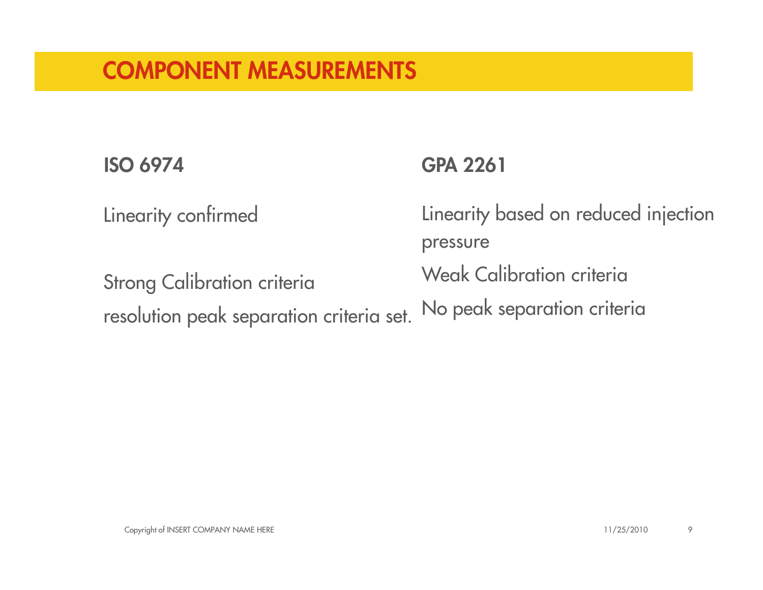# COMPONENT MEASUREMENTS

## ISO 6974

Linearity confirmed

Strong Calibration criteria

resolution peak separation criteria set.

## GPA 2261

Linearity based on reduced injection pressure

Weak Calibration criteria

No peak separation criteria

Copyright of INSERT COMPANY NAME HERE

11/25/2010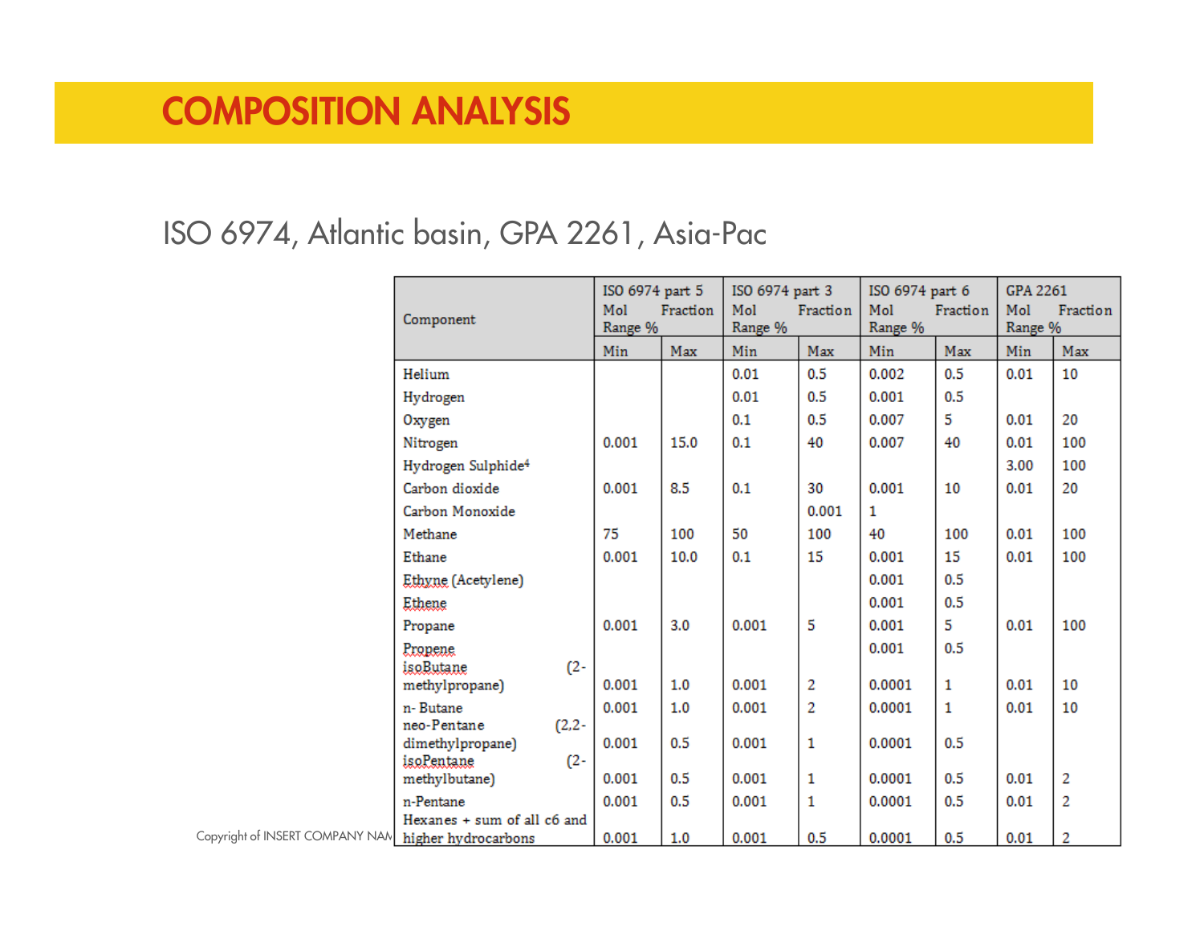# COMPOSITION ANALYSIS

ISO 6974, Atlantic basin, GPA 2261, Asia-Pac

| Component | ISO 6974 part 5 Mol Fraction Range % | | ISO 6974 part 3 Mol Fraction Range % | | ISO 6974 part 6 Mol Fraction Range % | | GPA 2261 Mol Fraction Range % | |
|---|---|---|---|---|---|---|---|---|
| | Min | Max | Min | Max | Min | Max | Min | Max |
| Helium | | | 0.01 | 0.5 | 0.002 | 0.5 | 0.01 | 10 |
| Hydrogen | | | 0.01 | 0.5 | 0.001 | 0.5 | | |
| Oxygen | | | 0.1 | 0.5 | 0.007 | 5 | 0.01 | 20 |
| Nitrogen | 0.001 | 15.0 | 0.1 | 40 | 0.007 | 40 | 0.01 | 100 |
| Hydrogen Sulphide[4] | | | | | | | 3.00 | 100 |
| Carbon dioxide | 0.001 | 8.5 | 0.1 | 30 | 0.001 | 10 | 0.01 | 20 |
| Carbon Monoxide | | | | 0.001 | 1 | | | |
| Methane | 75 | 100 | 50 | 100 | 40 | 100 | 0.01 | 100 |
| Ethane | 0.001 | 10.0 | 0.1 | 15 | 0.001 | 15 | 0.01 | 100 |
| Ethyne (Acetylene) | | | | | 0.001 | 0.5 | | |
| Ethene | | | | | 0.001 | 0.5 | | |
| Propane | 0.001 | 3.0 | 0.001 | 5 | 0.001 | 5 | 0.01 | 100 |
| Propene | | | | | 0.001 | 0.5 | | |
| isoButane (2-methylpropane) | 0.001 | 1.0 | 0.001 | 2 | 0.0001 | 1 | 0.01 | 10 |
| n- Butane | 0.001 | 1.0 | 0.001 | 2 | 0.0001 | 1 | 0.01 | 10 |
| neo-Pentane (2,2-dimethylpropane) | 0.001 | 0.5 | 0.001 | 1 | 0.0001 | 0.5 | | |
| isoPentane (2-methylbutane) | 0.001 | 0.5 | 0.001 | 1 | 0.0001 | 0.5 | 0.01 | 2 |
| n-Pentane | 0.001 | 0.5 | 0.001 | 1 | 0.0001 | 0.5 | 0.01 | 2 |
| Hexanes + sum of all c6 and higher hydrocarbons | 0.001 | 1.0 | 0.001 | 0.5 | 0.0001 | 0.5 | 0.01 | 2 |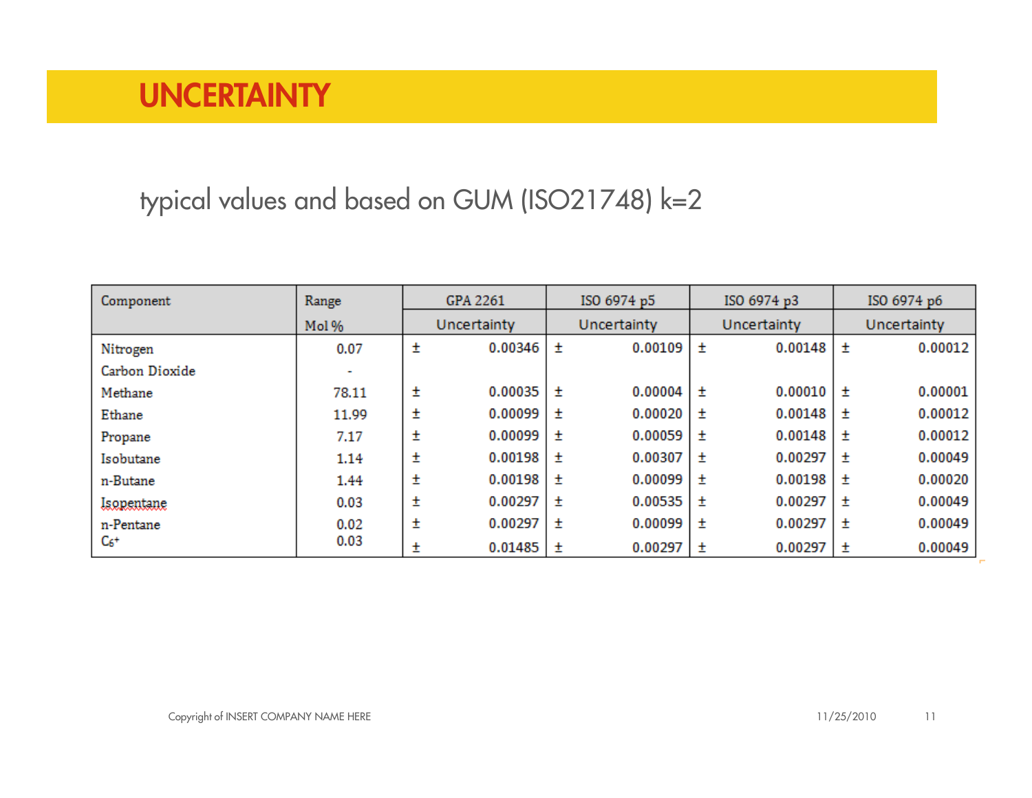# UNCERTAINTY

typical values and based on GUM (ISO21748) k=2

| Component | Range | GPA 2261 | ISO 6974 p5 | ISO 6974 p3 | ISO 6974 p6 |
|---|---|---|---|---|---|
| | Mol % | Uncertainty | Uncertainty | Uncertainty | Uncertainty |
| Nitrogen | 0.07 | ± 0.00346 | ± 0.00109 | ± 0.00148 | ± 0.00012 |
| Carbon Dioxide | - | | | | |
| Methane | 78.11 | ± 0.00035 | ± 0.00004 | ± 0.00010 | ± 0.00001 |
| Ethane | 11.99 | ± 0.00099 | ± 0.00020 | ± 0.00148 | ± 0.00012 |
| Propane | 7.17 | ± 0.00099 | ± 0.00059 | ± 0.00148 | ± 0.00012 |
| Isobutane | 1.14 | ± 0.00198 | ± 0.00307 | ± 0.00297 | ± 0.00049 |
| n-Butane | 1.44 | ± 0.00198 | ± 0.00099 | ± 0.00198 | ± 0.00020 |
| Isopentane | 0.03 | ± 0.00297 | ± 0.00535 | ± 0.00297 | ± 0.00049 |
| n-Pentane | 0.02 | ± 0.00297 | ± 0.00099 | ± 0.00297 | ± 0.00049 |
| $C_6^+$ | 0.03 | ± 0.01485 | ± 0.00297 | ± 0.00297 | ± 0.00049 |

Copyright of INSERT COMPANY NAME HERE

11/25/2010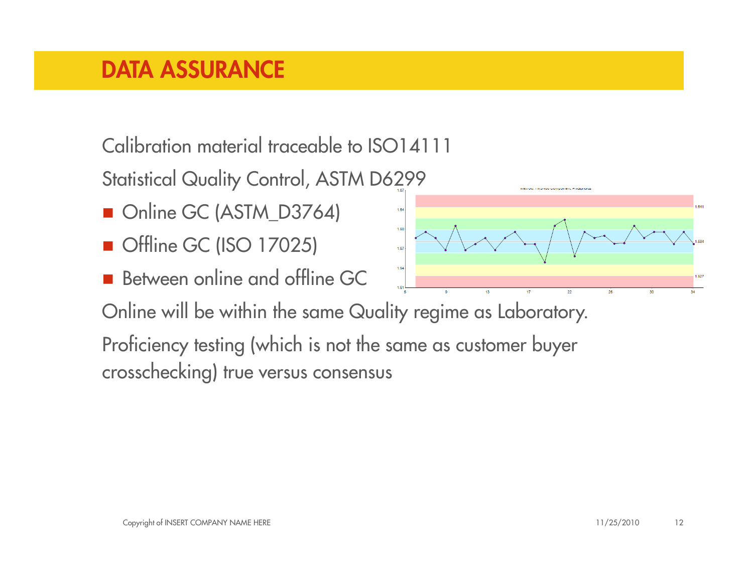# DATA ASSURANCE

Calibration material traceable to ISO14111

Statistical Quality Control, ASTM D6299

- Online GC (ASTM_D3764)
- Offline GC (ISO 17025)
- Between online and offline GC

Method: HMS 400 Component Phosphorus

1.67
1.64
1.60
1.57
1.54
1.51

5 9 13 17 22 26 30 34

1.641
1.584
1.527

Online will be within the same Quality regime as Laboratory.

Proficiency testing (which is not the same as customer buyer crosschecking) true versus consensus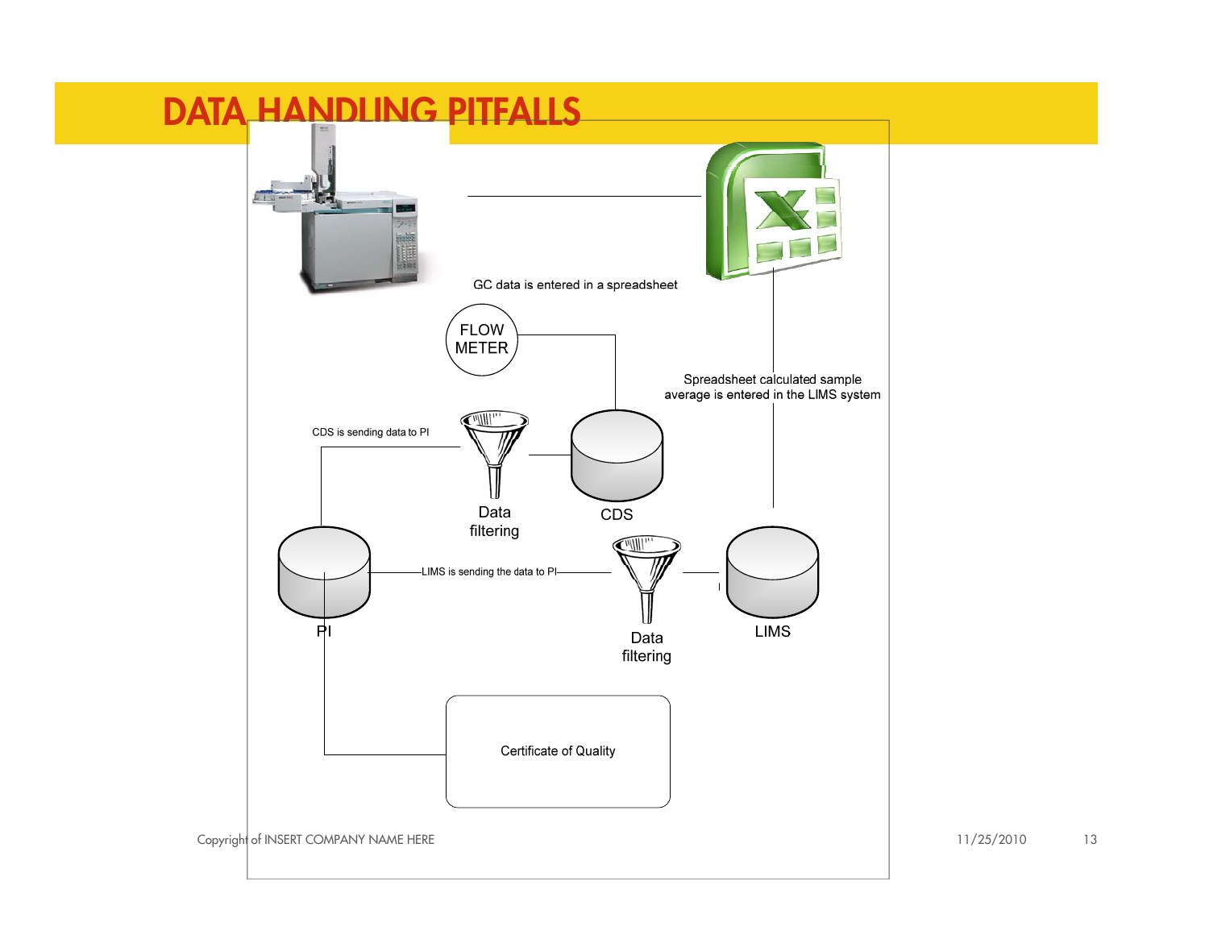# DATA HANDLING PITFALLS

GC data is entered in a spreadsheet

FLOW METER

Spreadsheet calculated sample average is entered in the LIMS system

CDS is sending data to PI

Data filtering

CDS

LIMS is sending the data to PI

PI

Data filtering

LIMS

Certificate of Quality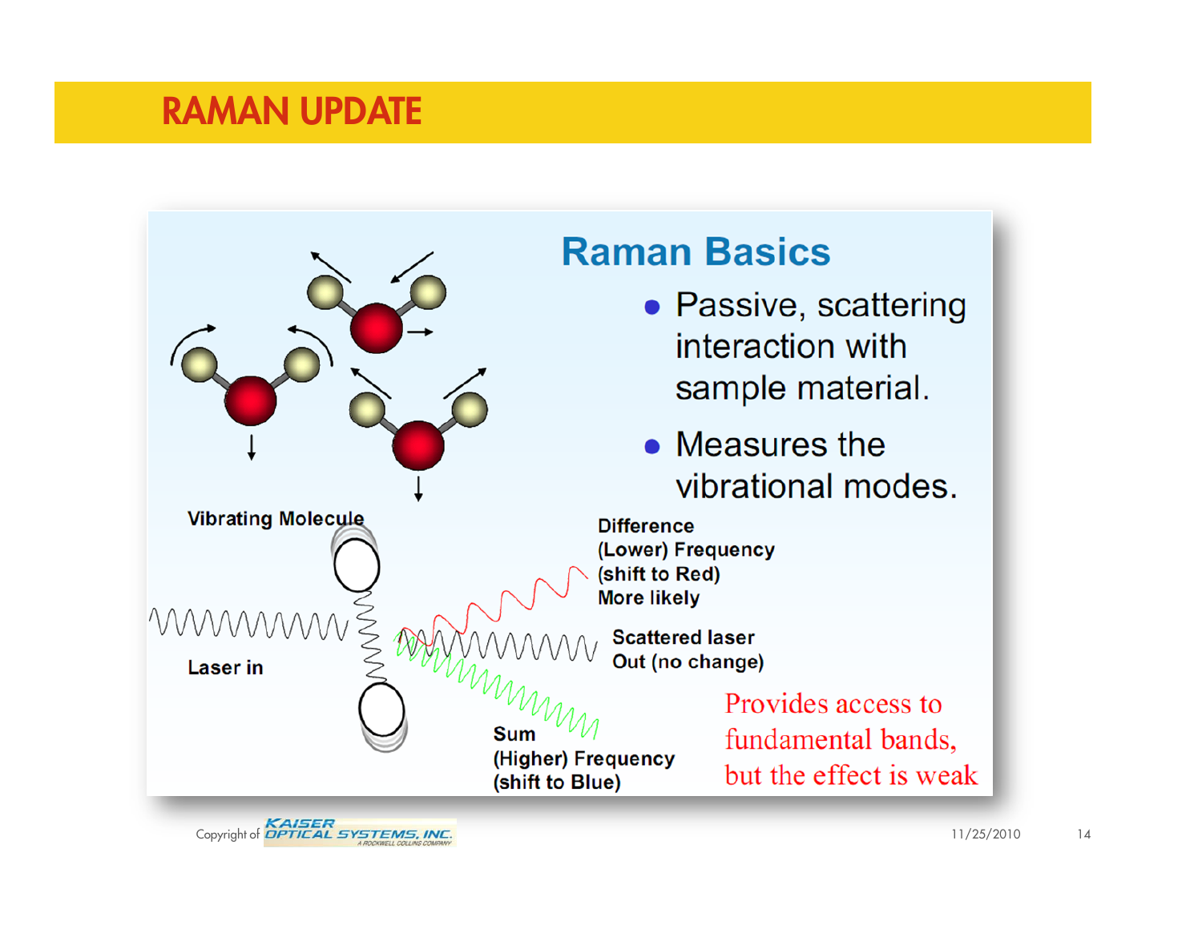# RAMAN UPDATE

## Raman Basics

- Passive, scattering interaction with sample material.
- Measures the vibrational modes.

Vibrating Molecule

Laser in

Difference
(Lower) Frequency
(shift to Red)
More likely

Scattered laser
Out (no change)

Sum
(Higher) Frequency
(shift to Blue)

Provides access to fundamental bands, but the effect is weak

Copyright of KAISER OPTICAL SYSTEMS, INC. A ROCKWELL COLLINS COMPANY

11/25/2010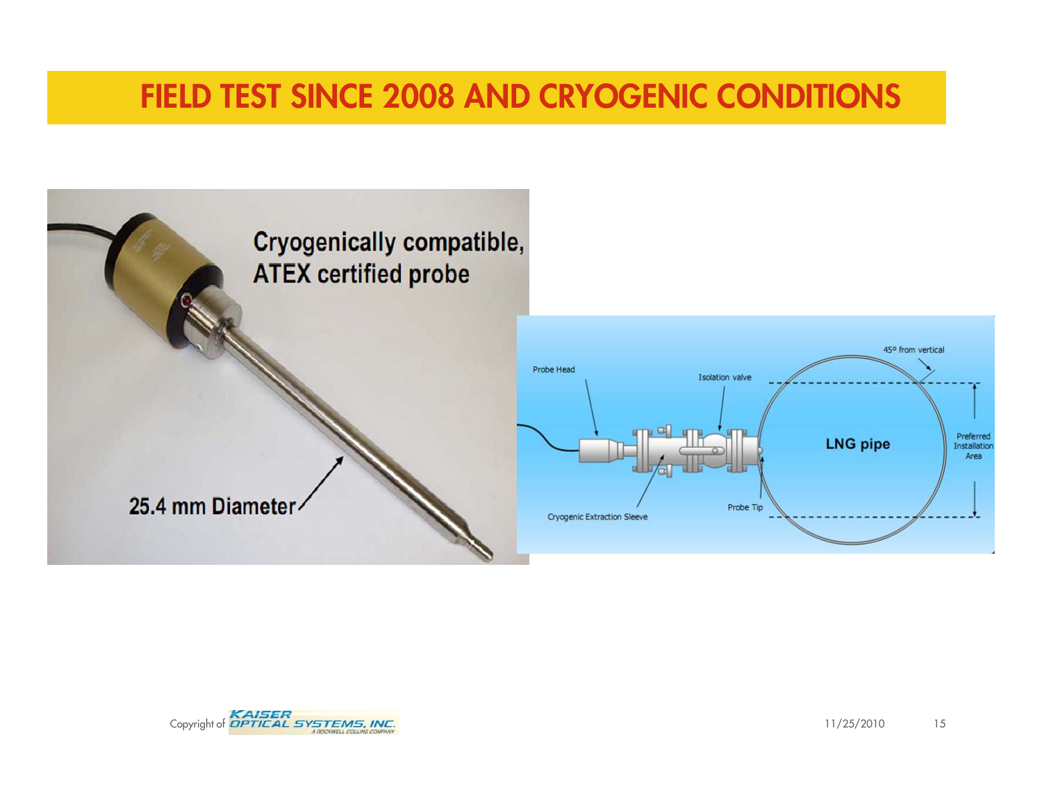# FIELD TEST SINCE 2008 AND CRYOGENIC CONDITIONS

Cryogenically compatible, ATEX certified probe

25.4 mm Diameter

Probe Head

Isolation valve

45° from vertical

LNG pipe

Preferred Installation Area

Probe Tip

Cryogenic Extraction Sleeve

Copyright of KAISER OPTICAL SYSTEMS, INC. A ROCKWELL COLLINS COMPANY

11/25/2010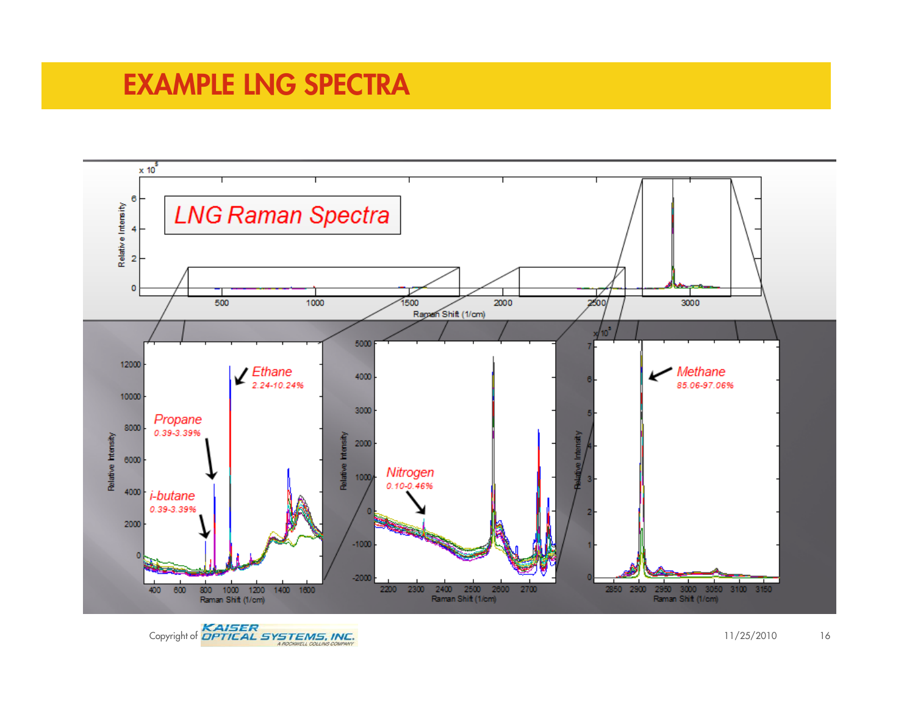# EXAMPLE LNG SPECTRA

LNG Raman Spectra

x 10^5

Relative Intensity

Raman Shift (1/cm)

Ethane
2.24-10.24%

Propane
0.39-3.39%

i-butane
0.39-3.39%

Nitrogen
0.10-0.46%

Methane
85.06-97.06%

Copyright of KAISER OPTICAL SYSTEMS, INC. A ROCKWELL COLLINS COMPANY

11/25/2010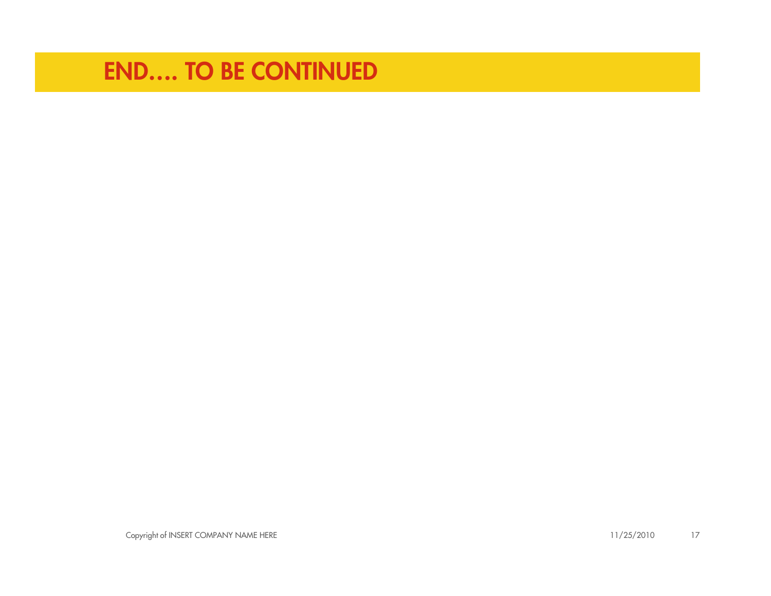# END…. TO BE CONTINUED